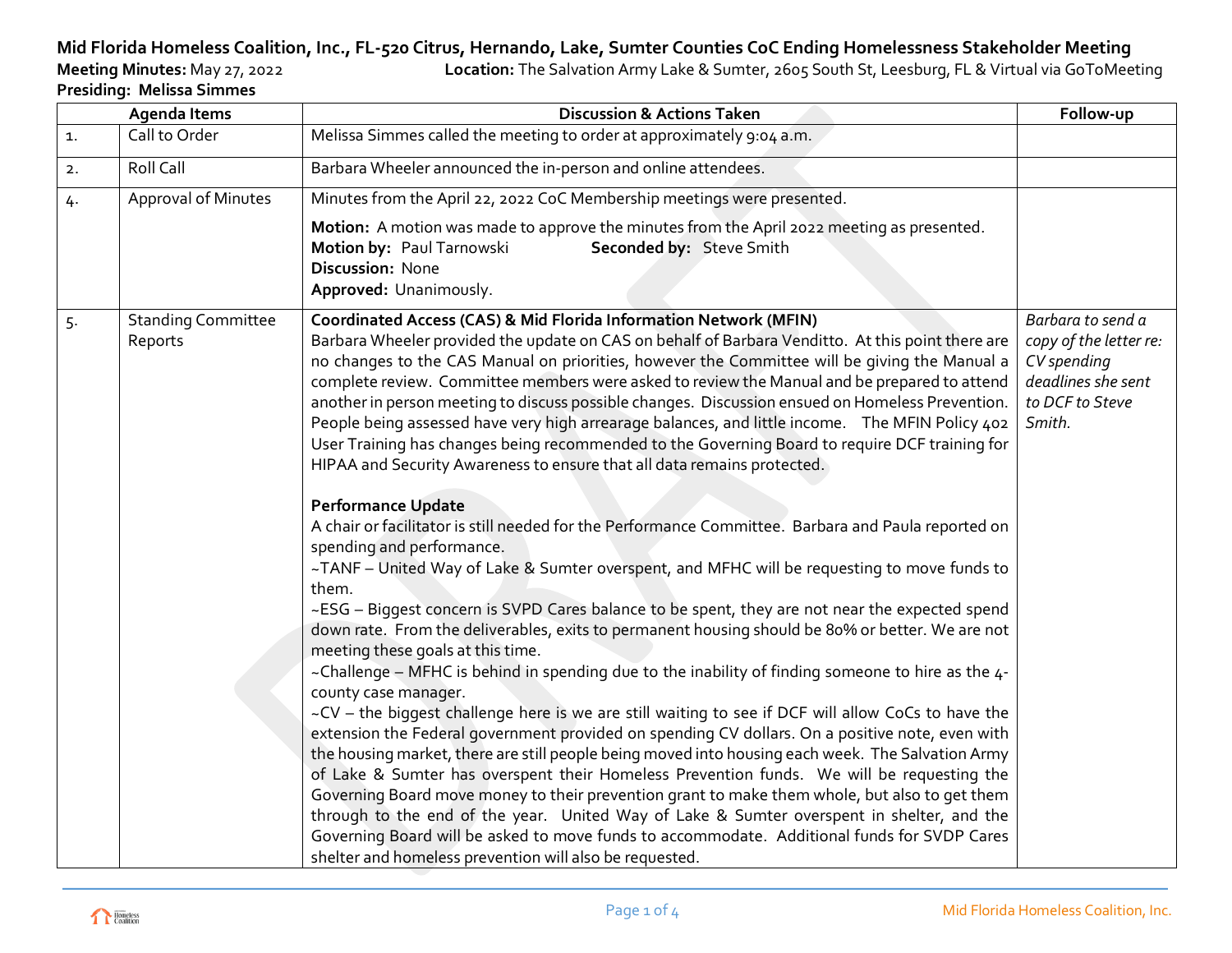**Mid Florida Homeless Coalition, Inc., FL-520 Citrus, Hernando, Lake, Sumter Counties CoC Ending Homelessness Stakeholder Meeting**

**Meeting Minutes:** May 27, 2022 **Location:** The Salvation Army Lake & Sumter, 2605 South St, Leesburg, FL & Virtual via GoToMeeting

**Presiding: Melissa Simmes**

| | Agenda Items | Discussion & Actions Taken | Follow-up |
|---|---|---|---|
| 1. | Call to Order | Melissa Simmes called the meeting to order at approximately 9:04 a.m. | |
| 2. | Roll Call | Barbara Wheeler announced the in-person and online attendees. | |
| 4. | Approval of Minutes | Minutes from the April 22, 2022 CoC Membership meetings were presented.<br><br>**Motion:** A motion was made to approve the minutes from the April 2022 meeting as presented.<br>**Motion by:** Paul Tarnowski **Seconded by:** Steve Smith<br>**Discussion:** None<br>**Approved:** Unanimously. | |
| 5. | Standing Committee Reports | **Coordinated Access (CAS) & Mid Florida Information Network (MFIN)**<br>Barbara Wheeler provided the update on CAS on behalf of Barbara Venditto. At this point there are no changes to the CAS Manual on priorities, however the Committee will be giving the Manual a complete review. Committee members were asked to review the Manual and be prepared to attend another in person meeting to discuss possible changes. Discussion ensued on Homeless Prevention. People being assessed have very high arrearage balances, and little income. The MFIN Policy 402 User Training has changes being recommended to the Governing Board to require DCF training for HIPAA and Security Awareness to ensure that all data remains protected.<br><br>**Performance Update**<br>A chair or facilitator is still needed for the Performance Committee. Barbara and Paula reported on spending and performance.<br>~TANF – United Way of Lake & Sumter overspent, and MFHC will be requesting to move funds to them.<br>~ESG – Biggest concern is SVPD Cares balance to be spent, they are not near the expected spend down rate. From the deliverables, exits to permanent housing should be 80% or better. We are not meeting these goals at this time.<br>~Challenge – MFHC is behind in spending due to the inability of finding someone to hire as the 4-county case manager.<br>~CV – the biggest challenge here is we are still waiting to see if DCF will allow CoCs to have the extension the Federal government provided on spending CV dollars. On a positive note, even with the housing market, there are still people being moved into housing each week. The Salvation Army of Lake & Sumter has overspent their Homeless Prevention funds. We will be requesting the Governing Board move money to their prevention grant to make them whole, but also to get them through to the end of the year. United Way of Lake & Sumter overspent in shelter, and the Governing Board will be asked to move funds to accommodate. Additional funds for SVDP Cares shelter and homeless prevention will also be requested. | *Barbara to send a copy of the letter re: CV spending deadlines she sent to DCF to Steve Smith.* |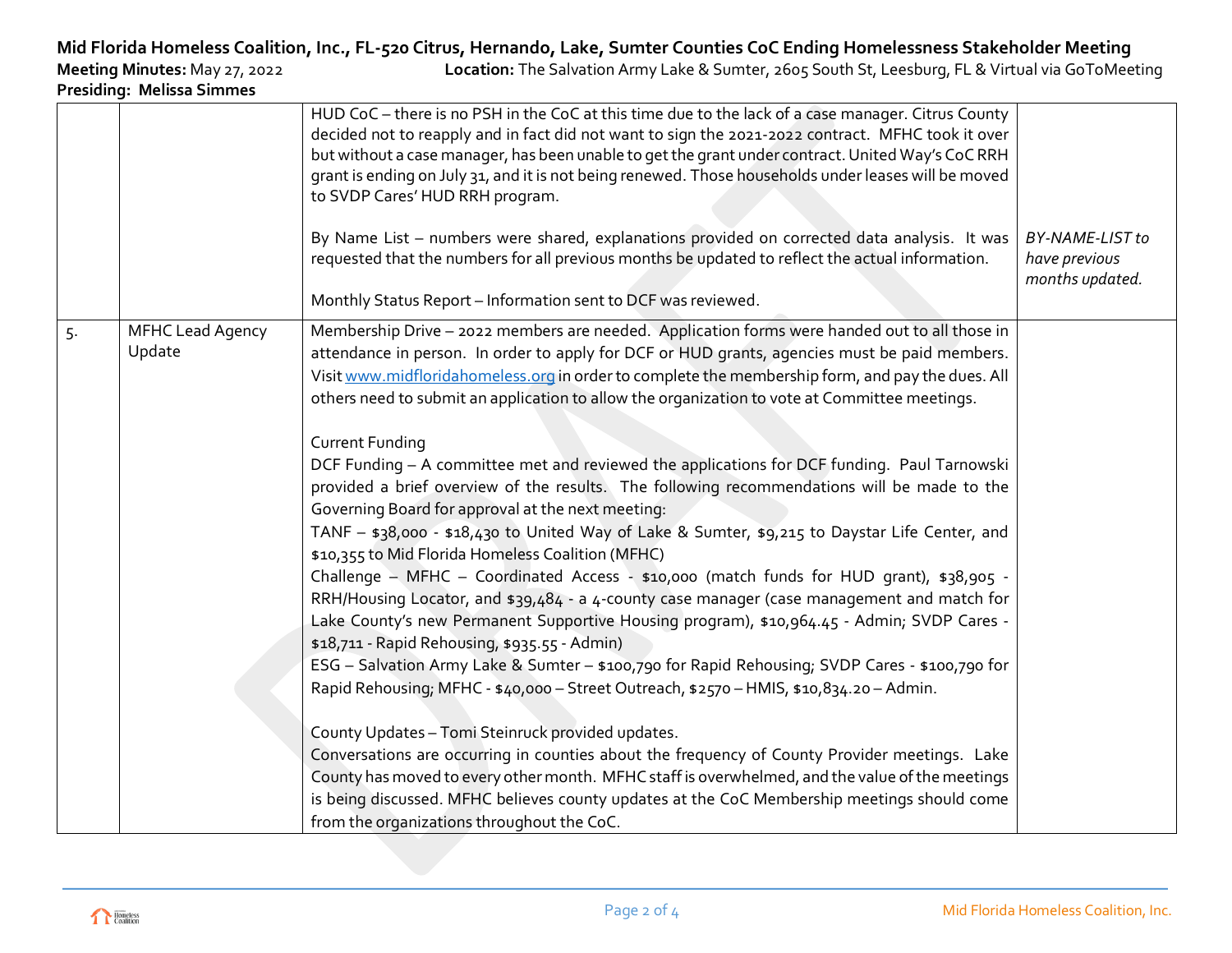# Mid Florida Homeless Coalition, Inc., FL-520 Citrus, Hernando, Lake, Sumter Counties CoC Ending Homelessness Stakeholder Meeting

**Meeting Minutes:** May 27, 2022 **Location:** The Salvation Army Lake & Sumter, 2605 South St, Leesburg, FL & Virtual via GoToMeeting

**Presiding: Melissa Simmes**

| | | | |
|---|---|---|---|
| | | HUD CoC – there is no PSH in the CoC at this time due to the lack of a case manager. Citrus County decided not to reapply and in fact did not want to sign the 2021-2022 contract. MFHC took it over but without a case manager, has been unable to get the grant under contract. United Way's CoC RRH grant is ending on July 31, and it is not being renewed. Those households under leases will be moved to SVDP Cares' HUD RRH program.<br><br>By Name List – numbers were shared, explanations provided on corrected data analysis. It was requested that the numbers for all previous months be updated to reflect the actual information.<br><br>Monthly Status Report – Information sent to DCF was reviewed. | *BY-NAME-LIST to have previous months updated.* |
| 5. | MFHC Lead Agency Update | Membership Drive – 2022 members are needed. Application forms were handed out to all those in attendance in person. In order to apply for DCF or HUD grants, agencies must be paid members. Visit www.midfloridahomeless.org in order to complete the membership form, and pay the dues. All others need to submit an application to allow the organization to vote at Committee meetings.<br><br>Current Funding<br>DCF Funding – A committee met and reviewed the applications for DCF funding. Paul Tarnowski provided a brief overview of the results. The following recommendations will be made to the Governing Board for approval at the next meeting:<br>TANF – \$38,000 - \$18,430 to United Way of Lake & Sumter, \$9,215 to Daystar Life Center, and \$10,355 to Mid Florida Homeless Coalition (MFHC)<br>Challenge – MFHC – Coordinated Access - \$10,000 (match funds for HUD grant), \$38,905 - RRH/Housing Locator, and \$39,484 - a 4-county case manager (case management and match for Lake County's new Permanent Supportive Housing program), \$10,964.45 - Admin; SVDP Cares - \$18,711 - Rapid Rehousing, \$935.55 - Admin)<br>ESG – Salvation Army Lake & Sumter – \$100,790 for Rapid Rehousing; SVDP Cares - \$100,790 for Rapid Rehousing; MFHC - \$40,000 – Street Outreach, \$2570 – HMIS, \$10,834.20 – Admin.<br><br>County Updates – Tomi Steinruck provided updates.<br>Conversations are occurring in counties about the frequency of County Provider meetings. Lake County has moved to every other month. MFHC staff is overwhelmed, and the value of the meetings is being discussed. MFHC believes county updates at the CoC Membership meetings should come from the organizations throughout the CoC. | |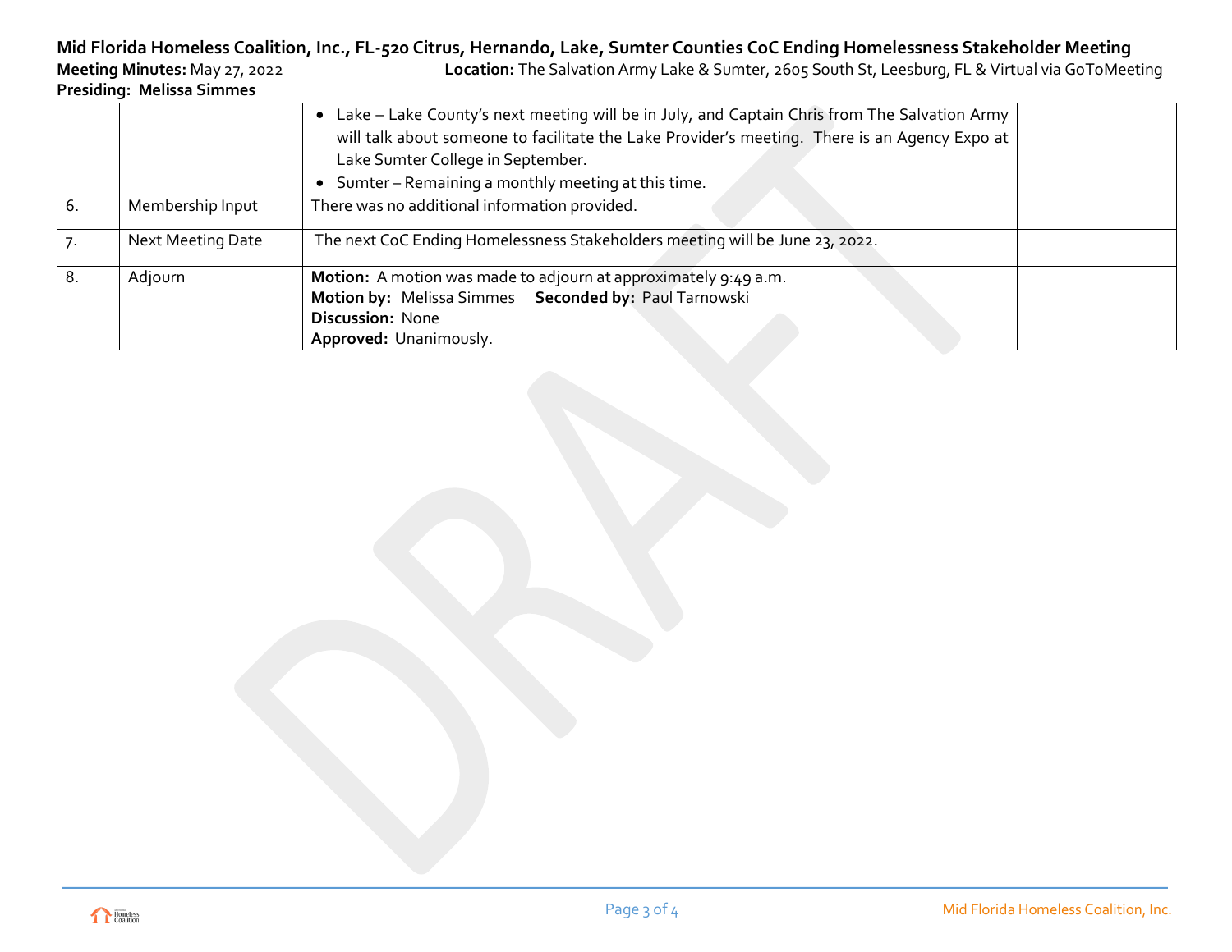**Mid Florida Homeless Coalition, Inc., FL-520 Citrus, Hernando, Lake, Sumter Counties CoC Ending Homelessness Stakeholder Meeting**

**Meeting Minutes:** May 27, 2022 **Location:** The Salvation Army Lake & Sumter, 2605 South St, Leesburg, FL & Virtual via GoToMeeting

**Presiding: Melissa Simmes**

| | | | |
|---|---|---|---|
| | | • Lake – Lake County's next meeting will be in July, and Captain Chris from The Salvation Army will talk about someone to facilitate the Lake Provider's meeting. There is an Agency Expo at Lake Sumter College in September.<br>• Sumter – Remaining a monthly meeting at this time. | |
| 6. | Membership Input | There was no additional information provided. | |
| 7. | Next Meeting Date | The next CoC Ending Homelessness Stakeholders meeting will be June 23, 2022. | |
| 8. | Adjourn | **Motion:** A motion was made to adjourn at approximately 9:49 a.m.<br>**Motion by:** Melissa Simmes **Seconded by:** Paul Tarnowski<br>**Discussion:** None<br>**Approved:** Unanimously. | |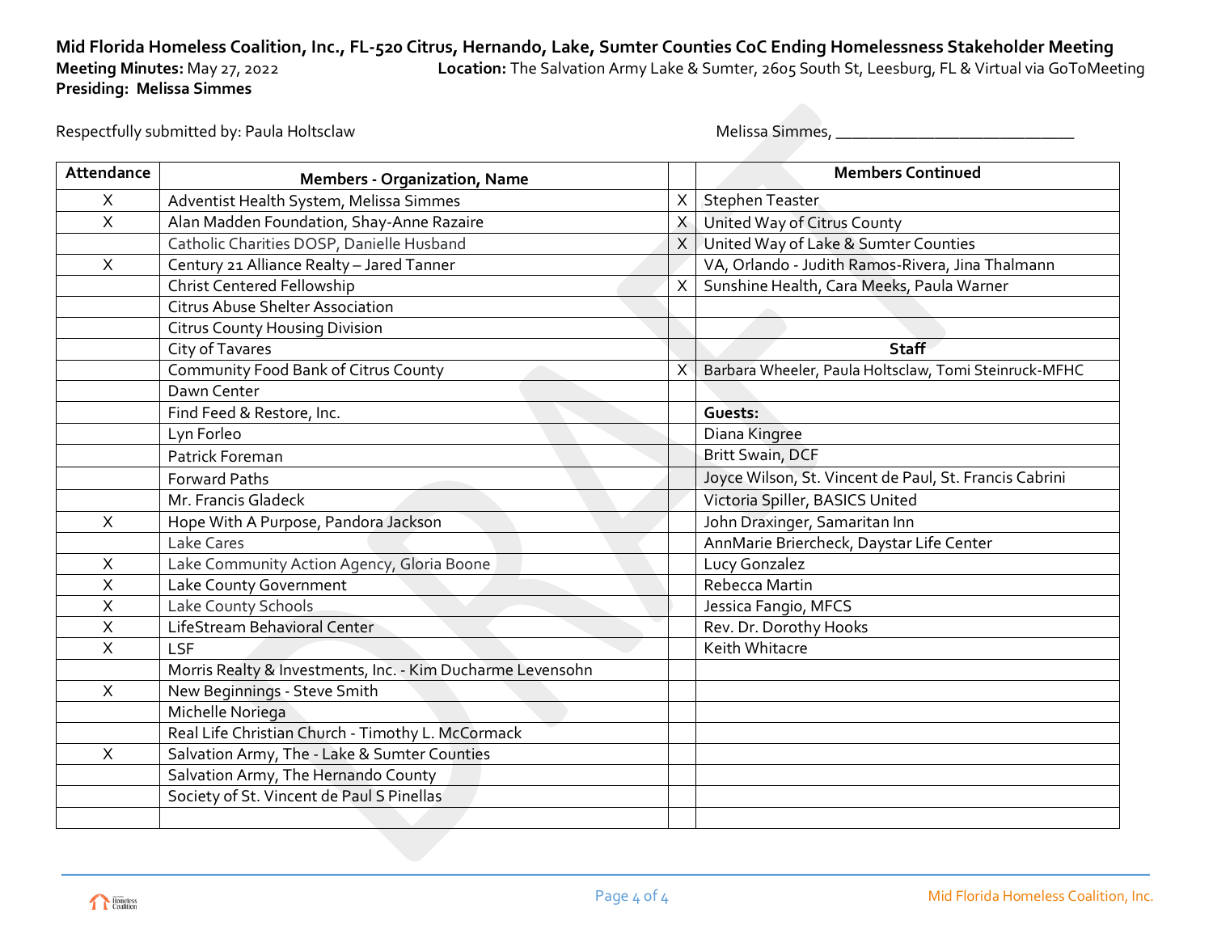**Mid Florida Homeless Coalition, Inc., FL-520 Citrus, Hernando, Lake, Sumter Counties CoC Ending Homelessness Stakeholder Meeting**

**Meeting Minutes:** May 27, 2022 **Location:** The Salvation Army Lake & Sumter, 2605 South St, Leesburg, FL & Virtual via GoToMeeting

**Presiding: Melissa Simmes**

Respectfully submitted by: Paula Holtsclaw Melissa Simmes, ___________________________

| Attendance | Members - Organization, Name | | Members Continued |
|---|---|---|---|
| X | Adventist Health System, Melissa Simmes | X | Stephen Teaster |
| X | Alan Madden Foundation, Shay-Anne Razaire | X | United Way of Citrus County |
| | Catholic Charities DOSP, Danielle Husband | X | United Way of Lake & Sumter Counties |
| X | Century 21 Alliance Realty – Jared Tanner | | VA, Orlando - Judith Ramos-Rivera, Jina Thalmann |
| | Christ Centered Fellowship | X | Sunshine Health, Cara Meeks, Paula Warner |
| | Citrus Abuse Shelter Association | | |
| | Citrus County Housing Division | | |
| | City of Tavares | | **Staff** |
| | Community Food Bank of Citrus County | X | Barbara Wheeler, Paula Holtsclaw, Tomi Steinruck-MFHC |
| | Dawn Center | | |
| | Find Feed & Restore, Inc. | | **Guests:** |
| | Lyn Forleo | | Diana Kingree |
| | Patrick Foreman | | Britt Swain, DCF |
| | Forward Paths | | Joyce Wilson, St. Vincent de Paul, St. Francis Cabrini |
| | Mr. Francis Gladeck | | Victoria Spiller, BASICS United |
| X | Hope With A Purpose, Pandora Jackson | | John Draxinger, Samaritan Inn |
| | Lake Cares | | AnnMarie Briercheck, Daystar Life Center |
| X | Lake Community Action Agency, Gloria Boone | | Lucy Gonzalez |
| X | Lake County Government | | Rebecca Martin |
| X | Lake County Schools | | Jessica Fangio, MFCS |
| X | LifeStream Behavioral Center | | Rev. Dr. Dorothy Hooks |
| X | LSF | | Keith Whitacre |
| | Morris Realty & Investments, Inc. - Kim Ducharme Levensohn | | |
| X | New Beginnings - Steve Smith | | |
| | Michelle Noriega | | |
| | Real Life Christian Church - Timothy L. McCormack | | |
| X | Salvation Army, The - Lake & Sumter Counties | | |
| | Salvation Army, The Hernando County | | |
| | Society of St. Vincent de Paul S Pinellas | | |
| | | | |